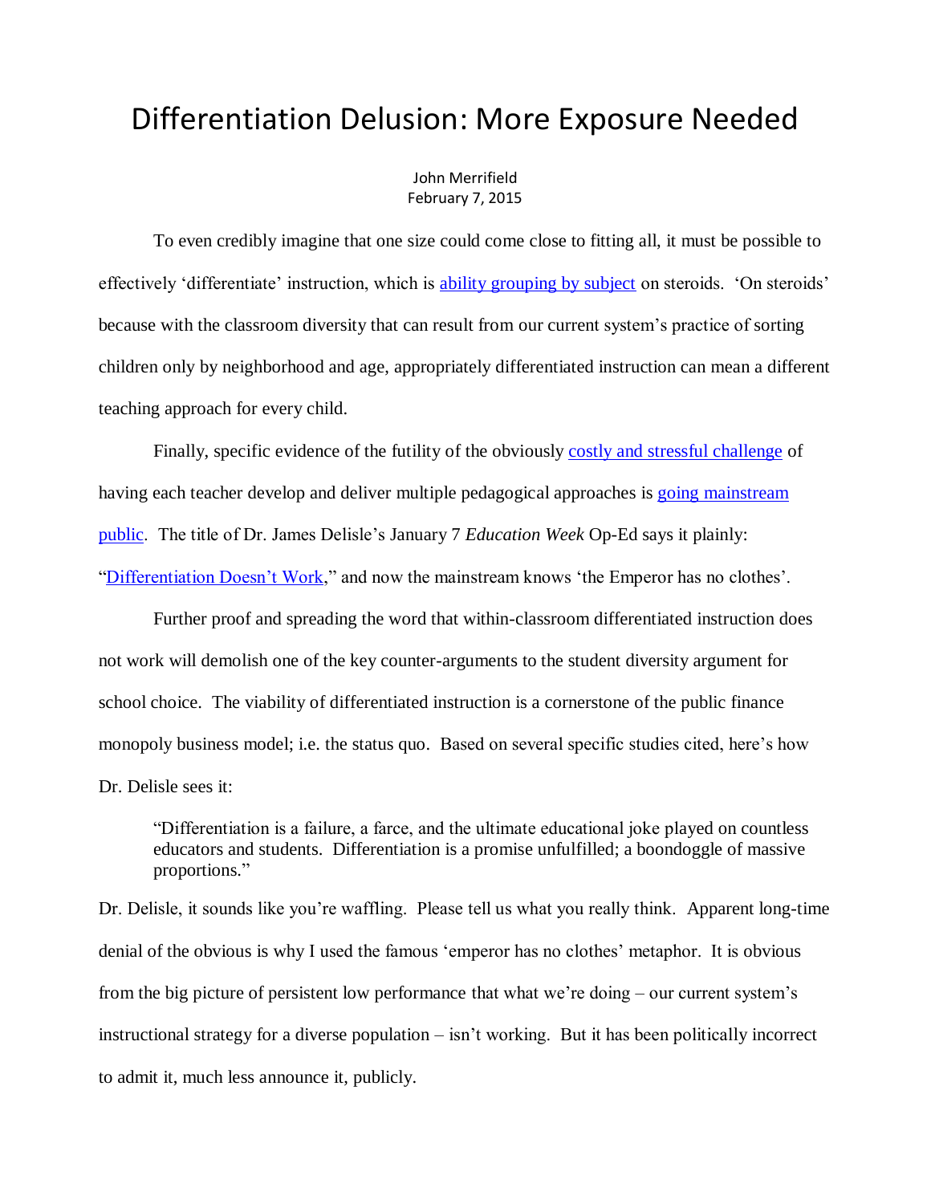# Differentiation Delusion: More Exposure Needed

John Merrifield
February 7, 2015

To even credibly imagine that one size could come close to fitting all, it must be possible to effectively 'differentiate' instruction, which is ability grouping by subject on steroids. 'On steroids' because with the classroom diversity that can result from our current system's practice of sorting children only by neighborhood and age, appropriately differentiated instruction can mean a different teaching approach for every child.

Finally, specific evidence of the futility of the obviously costly and stressful challenge of having each teacher develop and deliver multiple pedagogical approaches is going mainstream public. The title of Dr. James Delisle's January 7 *Education Week* Op-Ed says it plainly: "Differentiation Doesn't Work," and now the mainstream knows 'the Emperor has no clothes'.

Further proof and spreading the word that within-classroom differentiated instruction does not work will demolish one of the key counter-arguments to the student diversity argument for school choice. The viability of differentiated instruction is a cornerstone of the public finance monopoly business model; i.e. the status quo. Based on several specific studies cited, here's how Dr. Delisle sees it:

> "Differentiation is a failure, a farce, and the ultimate educational joke played on countless educators and students. Differentiation is a promise unfulfilled; a boondoggle of massive proportions."

Dr. Delisle, it sounds like you're waffling. Please tell us what you really think. Apparent long-time denial of the obvious is why I used the famous 'emperor has no clothes' metaphor. It is obvious from the big picture of persistent low performance that what we're doing – our current system's instructional strategy for a diverse population – isn't working. But it has been politically incorrect to admit it, much less announce it, publicly.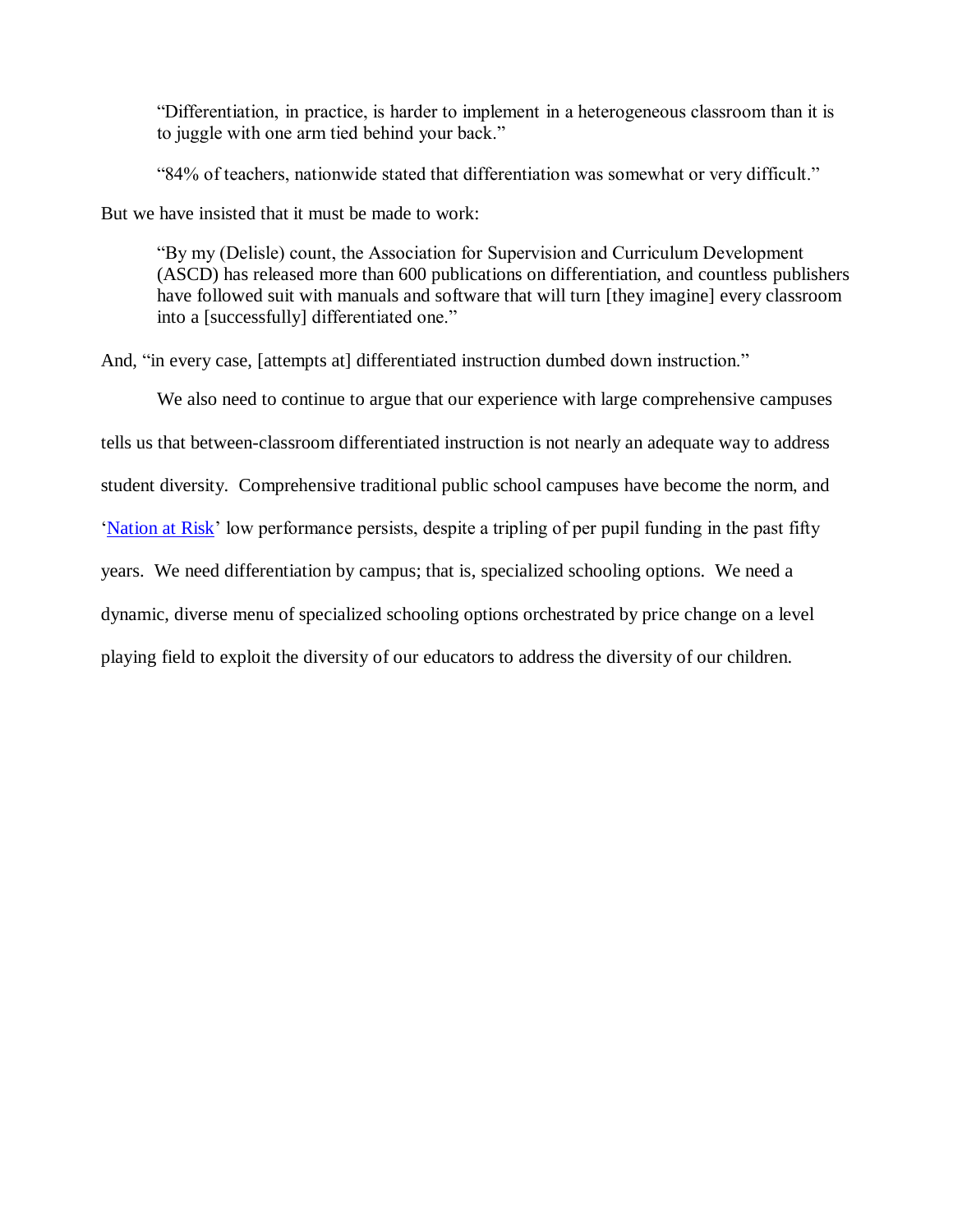> "Differentiation, in practice, is harder to implement in a heterogeneous classroom than it is to juggle with one arm tied behind your back."

> "84% of teachers, nationwide stated that differentiation was somewhat or very difficult."

But we have insisted that it must be made to work:

> "By my (Delisle) count, the Association for Supervision and Curriculum Development (ASCD) has released more than 600 publications on differentiation, and countless publishers have followed suit with manuals and software that will turn [they imagine] every classroom into a [successfully] differentiated one."

And, "in every case, [attempts at] differentiated instruction dumbed down instruction."

We also need to continue to argue that our experience with large comprehensive campuses tells us that between-classroom differentiated instruction is not nearly an adequate way to address student diversity. Comprehensive traditional public school campuses have become the norm, and 'Nation at Risk' low performance persists, despite a tripling of per pupil funding in the past fifty years. We need differentiation by campus; that is, specialized schooling options. We need a dynamic, diverse menu of specialized schooling options orchestrated by price change on a level playing field to exploit the diversity of our educators to address the diversity of our children.